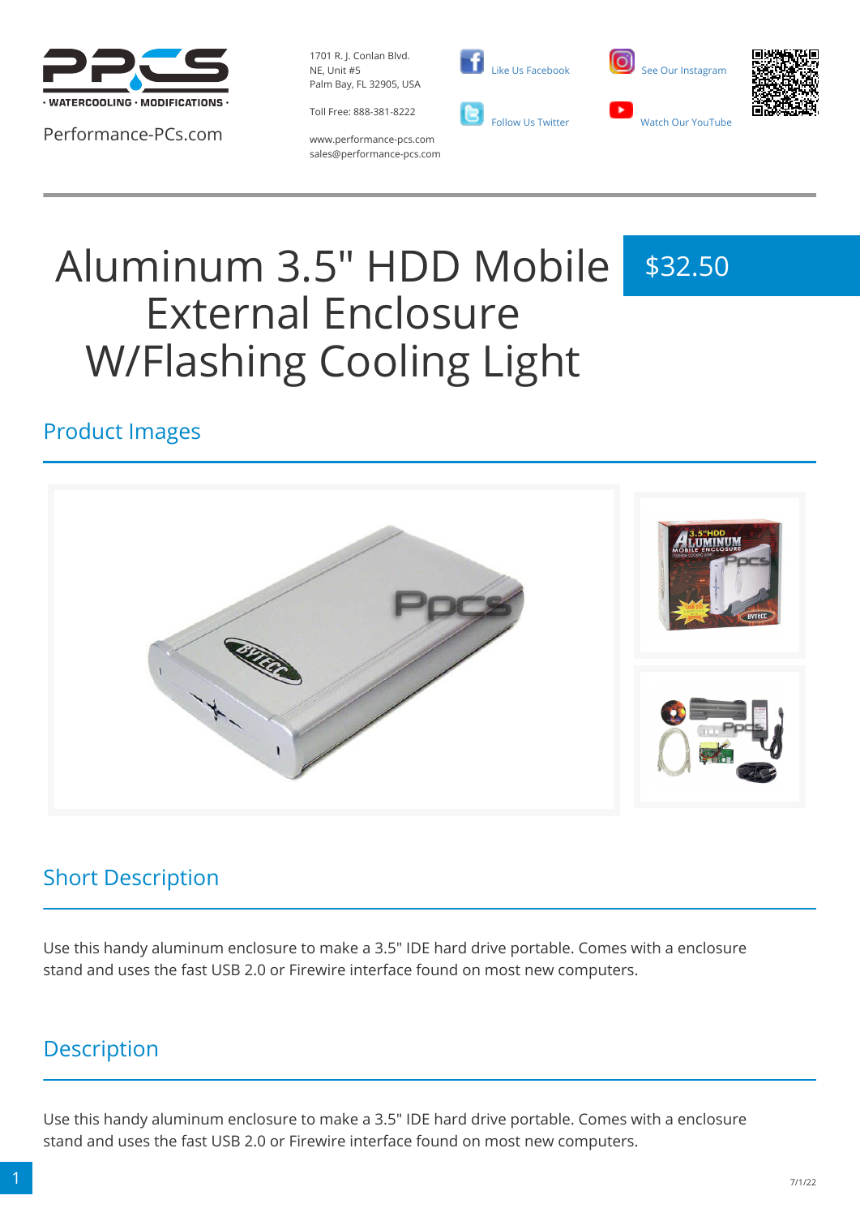PPCS · WATERCOOLING · MODIFICATIONS ·

Performance-PCs.com

1701 R. J. Conlan Blvd.
NE, Unit #5
Palm Bay, FL 32905, USA

Toll Free: 888-381-8222

www.performance-pcs.com
sales@performance-pcs.com

Like Us Facebook

Follow Us Twitter

See Our Instagram

Watch Our YouTube

# Aluminum 3.5" HDD Mobile External Enclosure W/Flashing Cooling Light

$32.50

## Product Images

## Short Description

Use this handy aluminum enclosure to make a 3.5" IDE hard drive portable. Comes with a enclosure stand and uses the fast USB 2.0 or Firewire interface found on most new computers.

## Description

Use this handy aluminum enclosure to make a 3.5" IDE hard drive portable. Comes with a enclosure stand and uses the fast USB 2.0 or Firewire interface found on most new computers.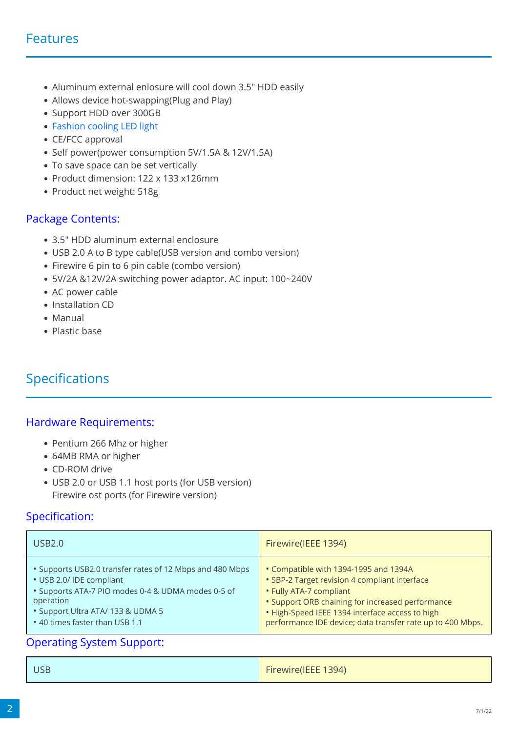## Features

- Aluminum external enlosure will cool down 3.5" HDD easily
- Allows device hot-swapping(Plug and Play)
- Support HDD over 300GB
- Fashion cooling LED light
- CE/FCC approval
- Self power(power consumption 5V/1.5A & 12V/1.5A)
- To save space can be set vertically
- Product dimension: 122 x 133 x126mm
- Product net weight: 518g

### Package Contents:

- 3.5" HDD aluminum external enclosure
- USB 2.0 A to B type cable(USB version and combo version)
- Firewire 6 pin to 6 pin cable (combo version)
- 5V/2A &12V/2A switching power adaptor. AC input: 100~240V
- AC power cable
- Installation CD
- Manual
- Plastic base

## Specifications

### Hardware Requirements:

- Pentium 266 Mhz or higher
- 64MB RMA or higher
- CD-ROM drive
- USB 2.0 or USB 1.1 host ports (for USB version)
  Firewire ost ports (for Firewire version)

### Specification:

| USB2.0 | Firewire(IEEE 1394) |
|---|---|
| • Supports USB2.0 transfer rates of 12 Mbps and 480 Mbps<br>• USB 2.0/ IDE compliant<br>• Supports ATA-7 PIO modes 0-4 & UDMA modes 0-5 of operation<br>• Support Ultra ATA/ 133 & UDMA 5<br>• 40 times faster than USB 1.1 | • Compatible with 1394-1995 and 1394A<br>• SBP-2 Target revision 4 compliant interface<br>• Fully ATA-7 compliant<br>• Support ORB chaining for increased performance<br>• High-Speed IEEE 1394 interface access to high performance IDE device; data transfer rate up to 400 Mbps. |

### Operating System Support:

| USB | Firewire(IEEE 1394) |
|---|---|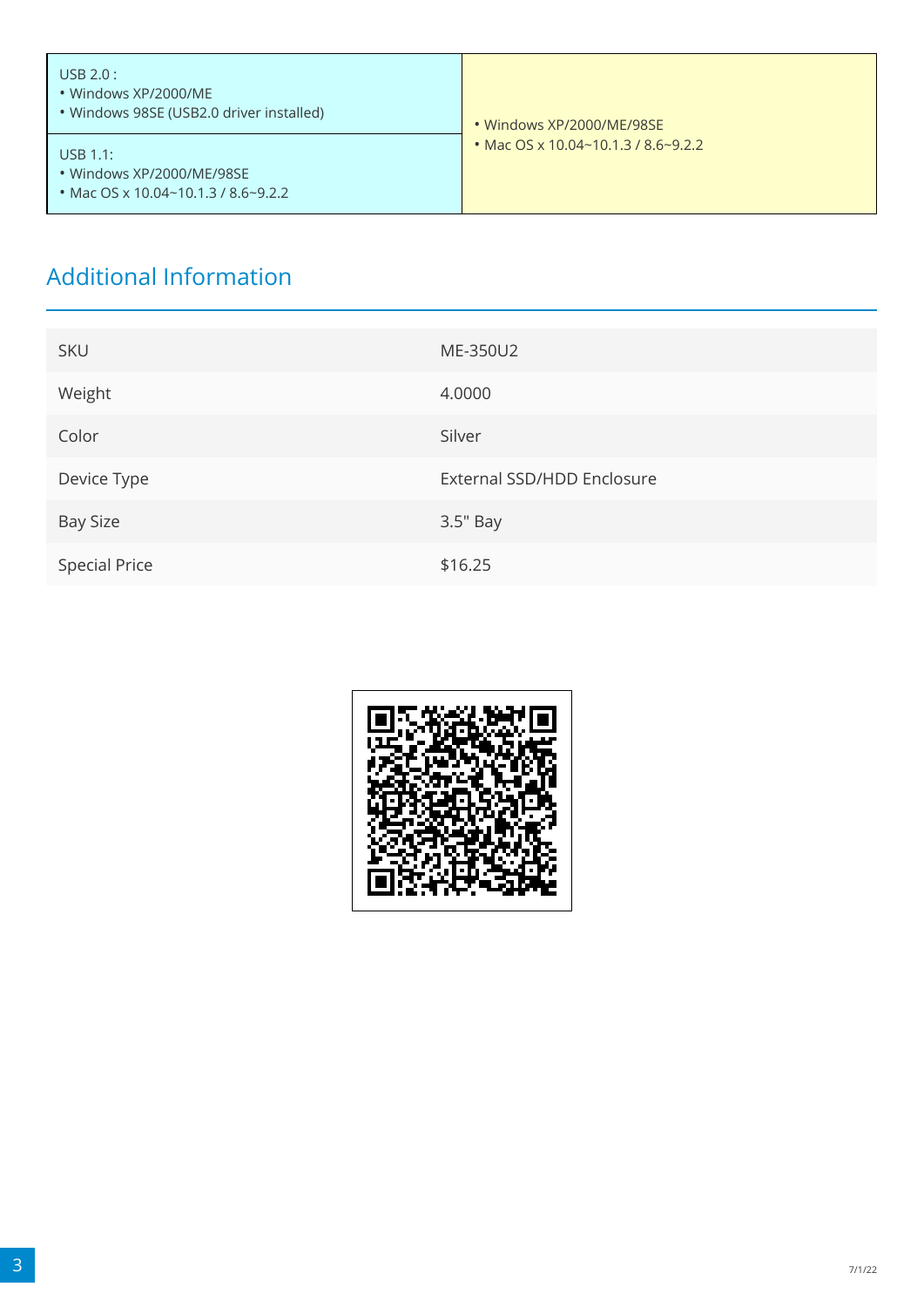| | |
|---|---|
| USB 2.0 :<br>• Windows XP/2000/ME<br>• Windows 98SE (USB2.0 driver installed) | • Windows XP/2000/ME/98SE<br>• Mac OS x 10.04~10.1.3 / 8.6~9.2.2 |
| USB 1.1:<br>• Windows XP/2000/ME/98SE<br>• Mac OS x 10.04~10.1.3 / 8.6~9.2.2 | |

## Additional Information

| | |
|---|---|
| SKU | ME-350U2 |
| Weight | 4.0000 |
| Color | Silver |
| Device Type | External SSD/HDD Enclosure |
| Bay Size | 3.5" Bay |
| Special Price | $16.25 |